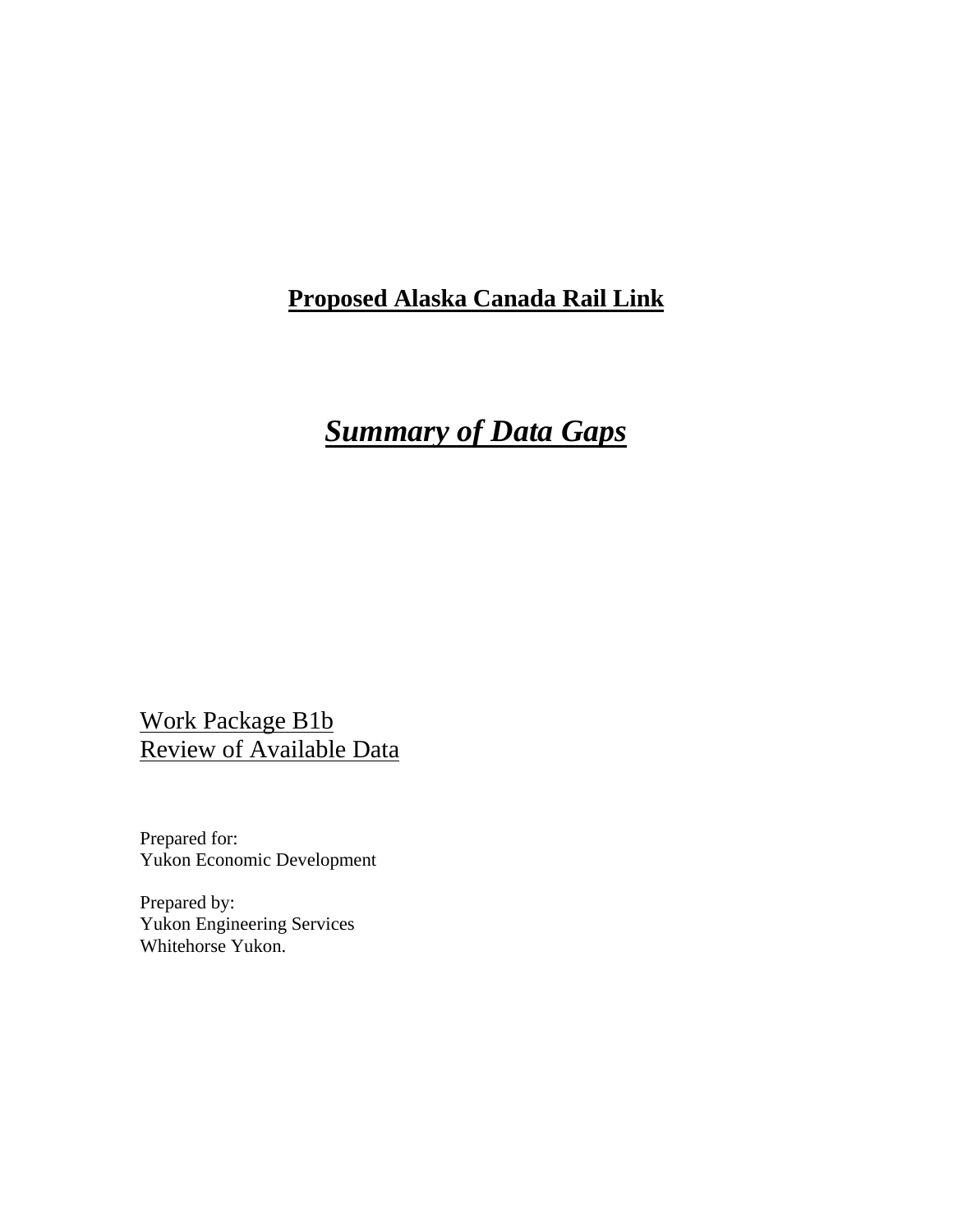# **Proposed Alaska Canada Rail Link**

## ***Summary of Data Gaps***

Work Package B1b
Review of Available Data

Prepared for:
Yukon Economic Development

Prepared by:
Yukon Engineering Services
Whitehorse Yukon.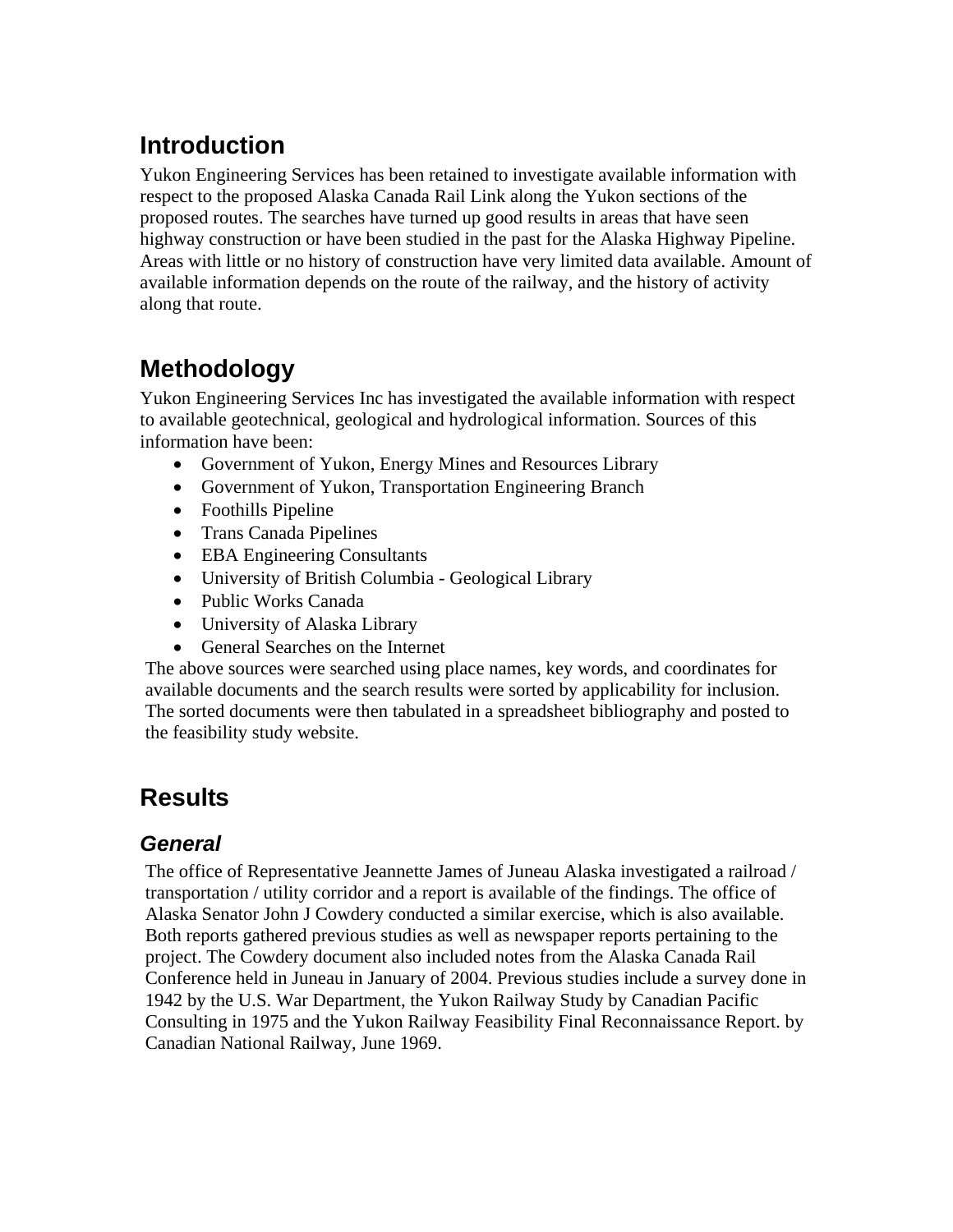## Introduction

Yukon Engineering Services has been retained to investigate available information with respect to the proposed Alaska Canada Rail Link along the Yukon sections of the proposed routes. The searches have turned up good results in areas that have seen highway construction or have been studied in the past for the Alaska Highway Pipeline. Areas with little or no history of construction have very limited data available. Amount of available information depends on the route of the railway, and the history of activity along that route.

## Methodology

Yukon Engineering Services Inc has investigated the available information with respect to available geotechnical, geological and hydrological information. Sources of this information have been:

- Government of Yukon, Energy Mines and Resources Library
- Government of Yukon, Transportation Engineering Branch
- Foothills Pipeline
- Trans Canada Pipelines
- EBA Engineering Consultants
- University of British Columbia - Geological Library
- Public Works Canada
- University of Alaska Library
- General Searches on the Internet

The above sources were searched using place names, key words, and coordinates for available documents and the search results were sorted by applicability for inclusion. The sorted documents were then tabulated in a spreadsheet bibliography and posted to the feasibility study website.

## Results

### *General*

The office of Representative Jeannette James of Juneau Alaska investigated a railroad / transportation / utility corridor and a report is available of the findings. The office of Alaska Senator John J Cowdery conducted a similar exercise, which is also available. Both reports gathered previous studies as well as newspaper reports pertaining to the project. The Cowdery document also included notes from the Alaska Canada Rail Conference held in Juneau in January of 2004. Previous studies include a survey done in 1942 by the U.S. War Department, the Yukon Railway Study by Canadian Pacific Consulting in 1975 and the Yukon Railway Feasibility Final Reconnaissance Report. by Canadian National Railway, June 1969.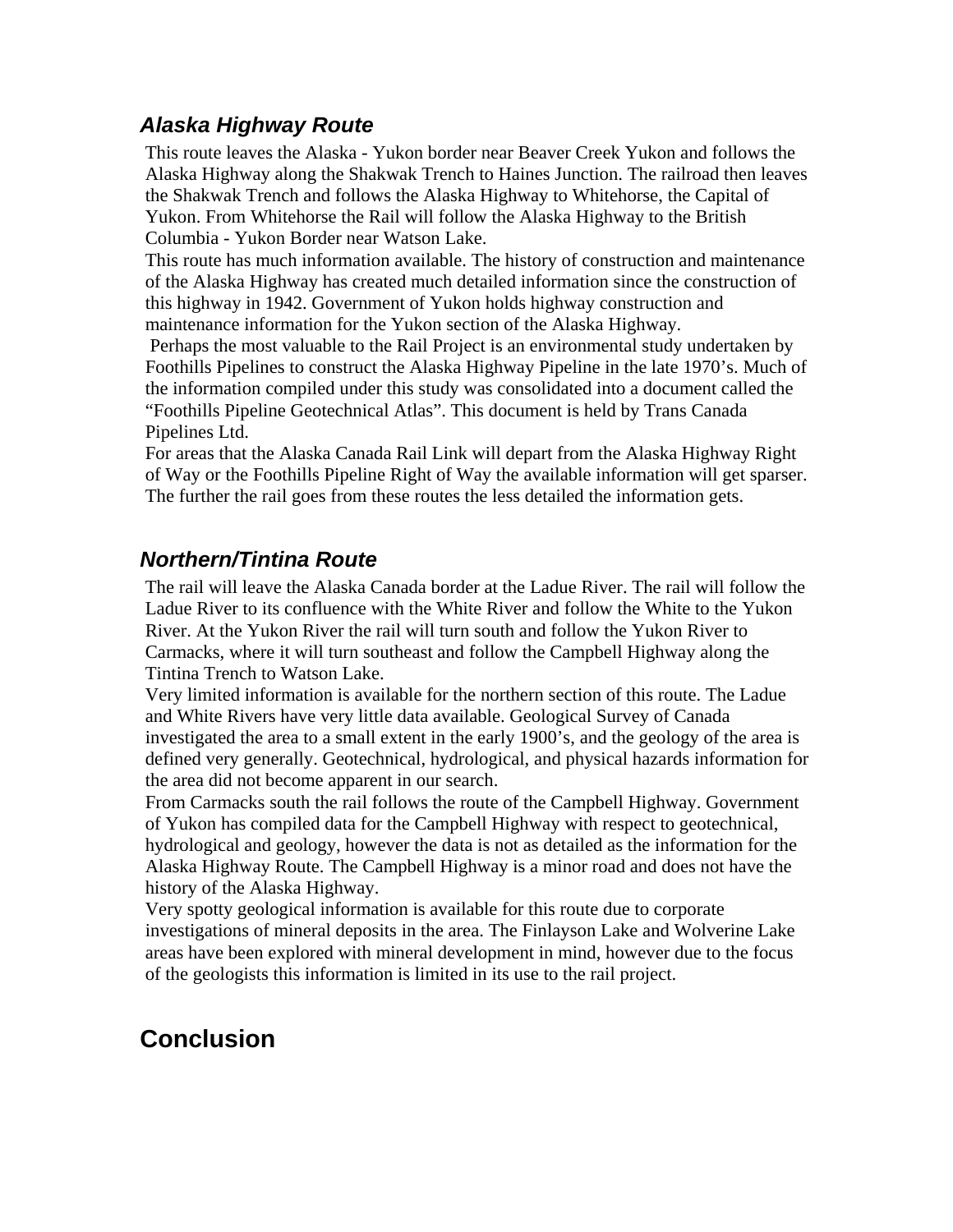### *Alaska Highway Route*

This route leaves the Alaska - Yukon border near Beaver Creek Yukon and follows the Alaska Highway along the Shakwak Trench to Haines Junction. The railroad then leaves the Shakwak Trench and follows the Alaska Highway to Whitehorse, the Capital of Yukon. From Whitehorse the Rail will follow the Alaska Highway to the British Columbia - Yukon Border near Watson Lake.

This route has much information available. The history of construction and maintenance of the Alaska Highway has created much detailed information since the construction of this highway in 1942. Government of Yukon holds highway construction and maintenance information for the Yukon section of the Alaska Highway.

Perhaps the most valuable to the Rail Project is an environmental study undertaken by Foothills Pipelines to construct the Alaska Highway Pipeline in the late 1970's. Much of the information compiled under this study was consolidated into a document called the "Foothills Pipeline Geotechnical Atlas". This document is held by Trans Canada Pipelines Ltd.

For areas that the Alaska Canada Rail Link will depart from the Alaska Highway Right of Way or the Foothills Pipeline Right of Way the available information will get sparser. The further the rail goes from these routes the less detailed the information gets.

### *Northern/Tintina Route*

The rail will leave the Alaska Canada border at the Ladue River. The rail will follow the Ladue River to its confluence with the White River and follow the White to the Yukon River. At the Yukon River the rail will turn south and follow the Yukon River to Carmacks, where it will turn southeast and follow the Campbell Highway along the Tintina Trench to Watson Lake.

Very limited information is available for the northern section of this route. The Ladue and White Rivers have very little data available. Geological Survey of Canada investigated the area to a small extent in the early 1900's, and the geology of the area is defined very generally. Geotechnical, hydrological, and physical hazards information for the area did not become apparent in our search.

From Carmacks south the rail follows the route of the Campbell Highway. Government of Yukon has compiled data for the Campbell Highway with respect to geotechnical, hydrological and geology, however the data is not as detailed as the information for the Alaska Highway Route. The Campbell Highway is a minor road and does not have the history of the Alaska Highway.

Very spotty geological information is available for this route due to corporate investigations of mineral deposits in the area. The Finlayson Lake and Wolverine Lake areas have been explored with mineral development in mind, however due to the focus of the geologists this information is limited in its use to the rail project.

## Conclusion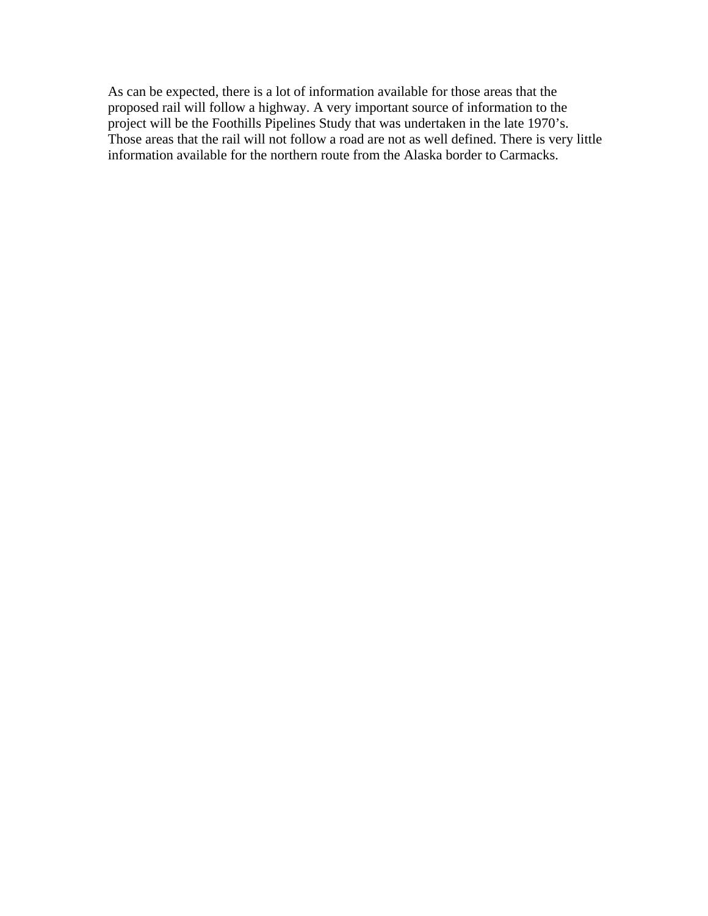As can be expected, there is a lot of information available for those areas that the proposed rail will follow a highway. A very important source of information to the project will be the Foothills Pipelines Study that was undertaken in the late 1970's. Those areas that the rail will not follow a road are not as well defined. There is very little information available for the northern route from the Alaska border to Carmacks.